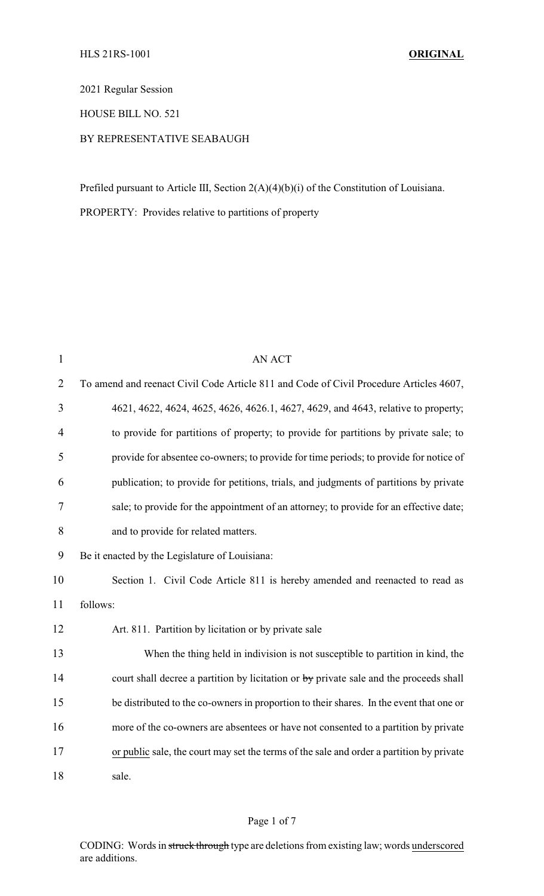HLS 21RS-1001 **ORIGINAL**

2021 Regular Session

HOUSE BILL NO. 521

BY REPRESENTATIVE SEABAUGH

Prefiled pursuant to Article III, Section 2(A)(4)(b)(i) of the Constitution of Louisiana.

PROPERTY: Provides relative to partitions of property

AN ACT

To amend and reenact Civil Code Article 811 and Code of Civil Procedure Articles 4607, 4621, 4622, 4624, 4625, 4626, 4626.1, 4627, 4629, and 4643, relative to property; to provide for partitions of property; to provide for partitions by private sale; to provide for absentee co-owners; to provide for time periods; to provide for notice of publication; to provide for petitions, trials, and judgments of partitions by private sale; to provide for the appointment of an attorney; to provide for an effective date; and to provide for related matters.

Be it enacted by the Legislature of Louisiana:

Section 1. Civil Code Article 811 is hereby amended and reenacted to read as follows:

Art. 811. Partition by licitation or by private sale

When the thing held in indivision is not susceptible to partition in kind, the court shall decree a partition by licitation or ~~by~~ private sale and the proceeds shall be distributed to the co-owners in proportion to their shares. In the event that one or more of the co-owners are absentees or have not consented to a partition by private <ins>or public</ins> sale, the court may set the terms of the sale and order a partition by private sale.

CODING: Words in ~~struck through~~ type are deletions from existing law; words <ins>underscored</ins> are additions.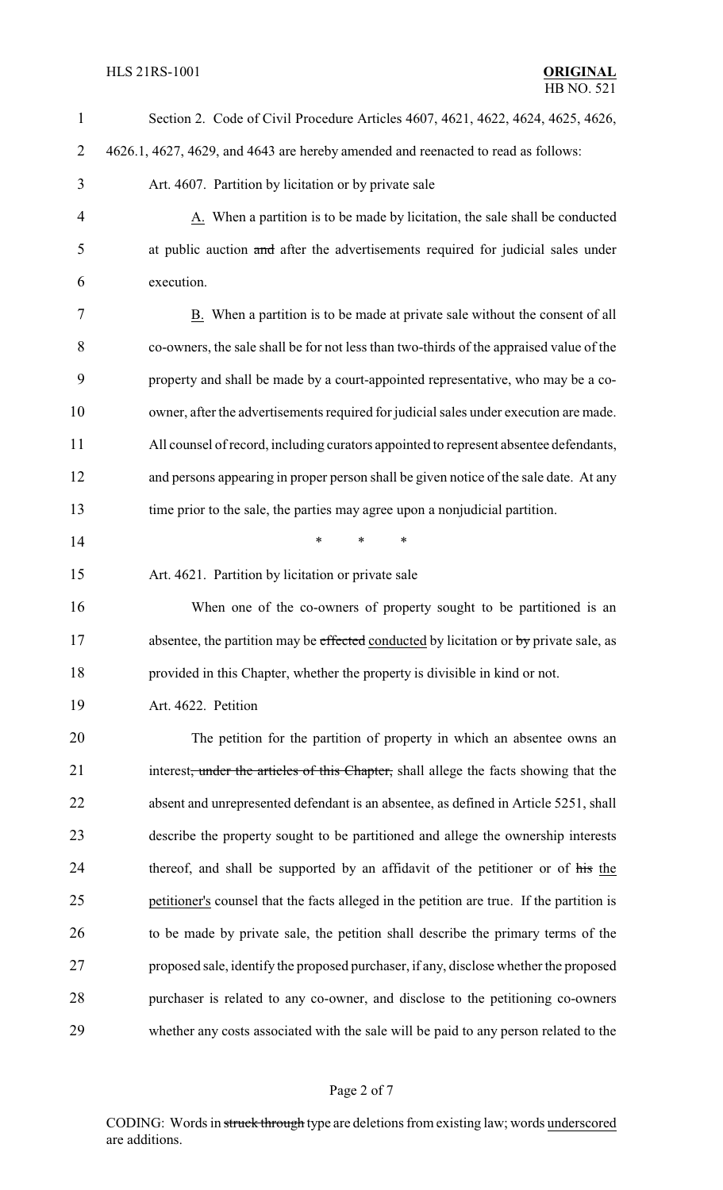Section 2. Code of Civil Procedure Articles 4607, 4621, 4622, 4624, 4625, 4626, 4626.1, 4627, 4629, and 4643 are hereby amended and reenacted to read as follows:

Art. 4607. Partition by licitation or by private sale

A. When a partition is to be made by licitation, the sale shall be conducted at public auction ~~and~~ after the advertisements required for judicial sales under execution.

B. When a partition is to be made at private sale without the consent of all co-owners, the sale shall be for not less than two-thirds of the appraised value of the property and shall be made by a court-appointed representative, who may be a co-owner, after the advertisements required for judicial sales under execution are made. All counsel of record, including curators appointed to represent absentee defendants, and persons appearing in proper person shall be given notice of the sale date. At any time prior to the sale, the parties may agree upon a nonjudicial partition.

\* \* \*

Art. 4621. Partition by licitation or private sale

When one of the co-owners of property sought to be partitioned is an absentee, the partition may be ~~effected~~ conducted by licitation or ~~by~~ private sale, as provided in this Chapter, whether the property is divisible in kind or not.

Art. 4622. Petition

The petition for the partition of property in which an absentee owns an interest~~, under the articles of this Chapter,~~ shall allege the facts showing that the absent and unrepresented defendant is an absentee, as defined in Article 5251, shall describe the property sought to be partitioned and allege the ownership interests thereof, and shall be supported by an affidavit of the petitioner or of ~~his~~ the petitioner's counsel that the facts alleged in the petition are true. If the partition is to be made by private sale, the petition shall describe the primary terms of the proposed sale, identify the proposed purchaser, if any, disclose whether the proposed purchaser is related to any co-owner, and disclose to the petitioning co-owners whether any costs associated with the sale will be paid to any person related to the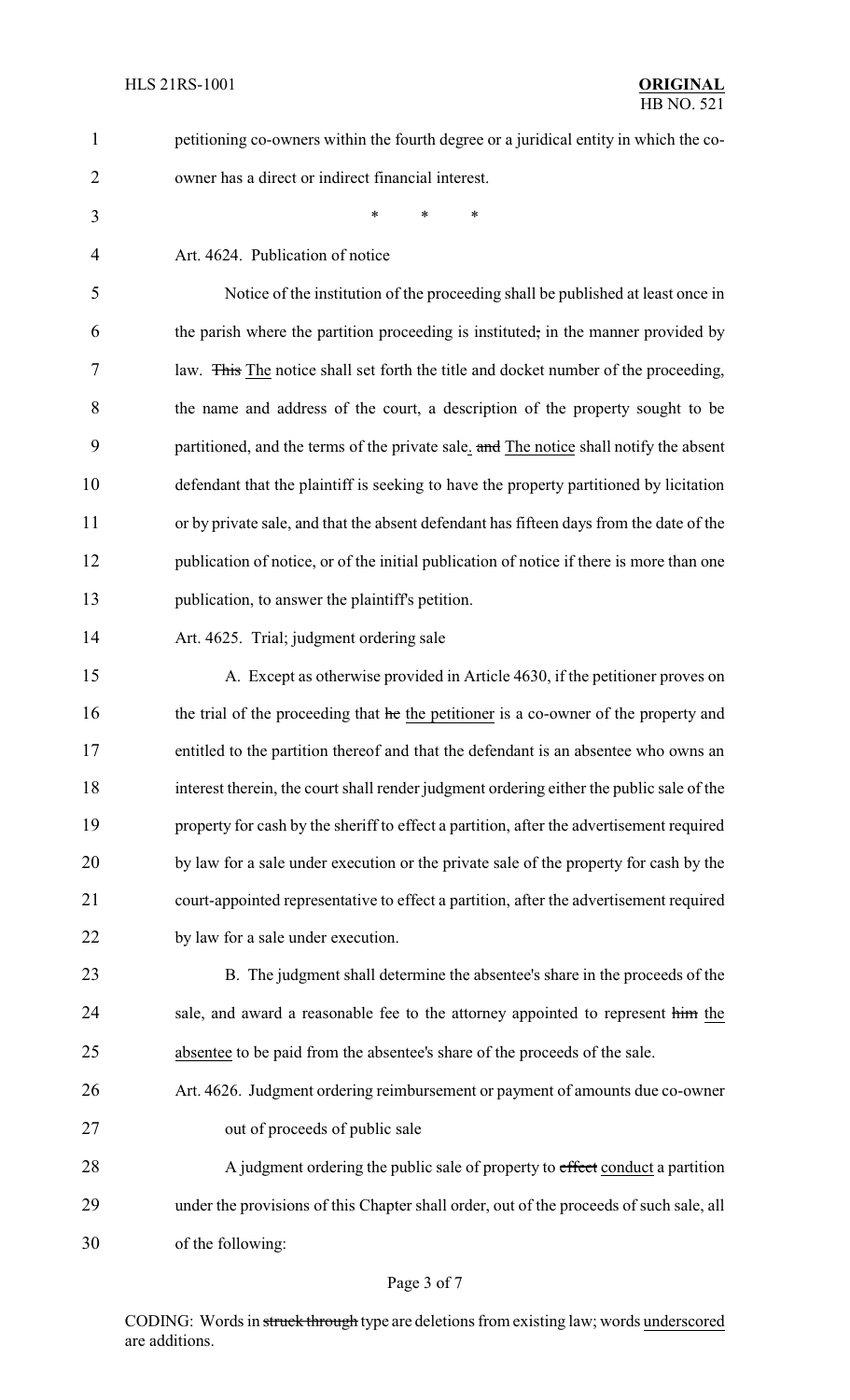petitioning co-owners within the fourth degree or a juridical entity in which the co-owner has a direct or indirect financial interest.

\* \* \*

Art. 4624. Publication of notice

Notice of the institution of the proceeding shall be published at least once in the parish where the partition proceeding is instituted, in the manner provided by law. This The notice shall set forth the title and docket number of the proceeding, the name and address of the court, a description of the property sought to be partitioned, and the terms of the private sale. and The notice shall notify the absent defendant that the plaintiff is seeking to have the property partitioned by licitation or by private sale, and that the absent defendant has fifteen days from the date of the publication of notice, or of the initial publication of notice if there is more than one publication, to answer the plaintiff's petition.

Art. 4625. Trial; judgment ordering sale

A. Except as otherwise provided in Article 4630, if the petitioner proves on the trial of the proceeding that he the petitioner is a co-owner of the property and entitled to the partition thereof and that the defendant is an absentee who owns an interest therein, the court shall render judgment ordering either the public sale of the property for cash by the sheriff to effect a partition, after the advertisement required by law for a sale under execution or the private sale of the property for cash by the court-appointed representative to effect a partition, after the advertisement required by law for a sale under execution.

B. The judgment shall determine the absentee's share in the proceeds of the sale, and award a reasonable fee to the attorney appointed to represent him the absentee to be paid from the absentee's share of the proceeds of the sale.

Art. 4626. Judgment ordering reimbursement or payment of amounts due co-owner out of proceeds of public sale

A judgment ordering the public sale of property to effect conduct a partition under the provisions of this Chapter shall order, out of the proceeds of such sale, all of the following:

CODING: Words in struck through type are deletions from existing law; words underscored are additions.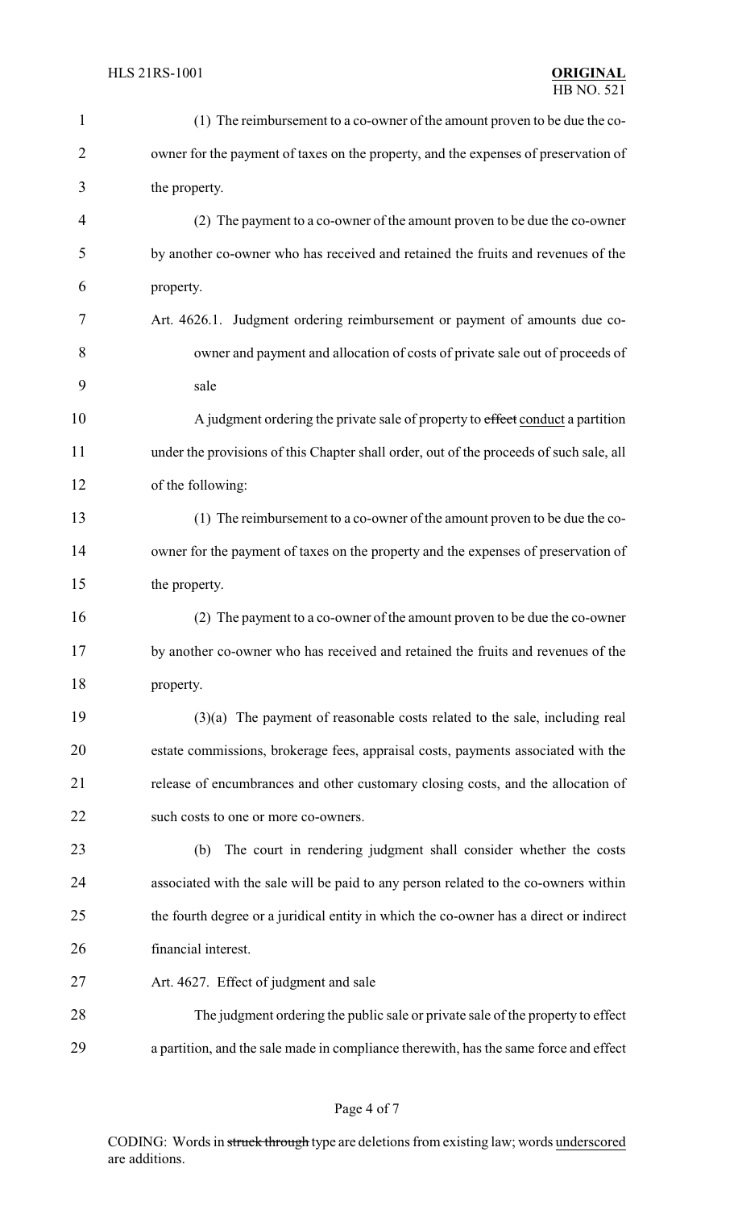(1) The reimbursement to a co-owner of the amount proven to be due the co-owner for the payment of taxes on the property, and the expenses of preservation of the property.

(2) The payment to a co-owner of the amount proven to be due the co-owner by another co-owner who has received and retained the fruits and revenues of the property.

Art. 4626.1. Judgment ordering reimbursement or payment of amounts due co-owner and payment and allocation of costs of private sale out of proceeds of sale

A judgment ordering the private sale of property to ~~effect~~ conduct a partition under the provisions of this Chapter shall order, out of the proceeds of such sale, all of the following:

(1) The reimbursement to a co-owner of the amount proven to be due the co-owner for the payment of taxes on the property and the expenses of preservation of the property.

(2) The payment to a co-owner of the amount proven to be due the co-owner by another co-owner who has received and retained the fruits and revenues of the property.

(3)(a) The payment of reasonable costs related to the sale, including real estate commissions, brokerage fees, appraisal costs, payments associated with the release of encumbrances and other customary closing costs, and the allocation of such costs to one or more co-owners.

(b) The court in rendering judgment shall consider whether the costs associated with the sale will be paid to any person related to the co-owners within the fourth degree or a juridical entity in which the co-owner has a direct or indirect financial interest.

Art. 4627. Effect of judgment and sale

The judgment ordering the public sale or private sale of the property to effect a partition, and the sale made in compliance therewith, has the same force and effect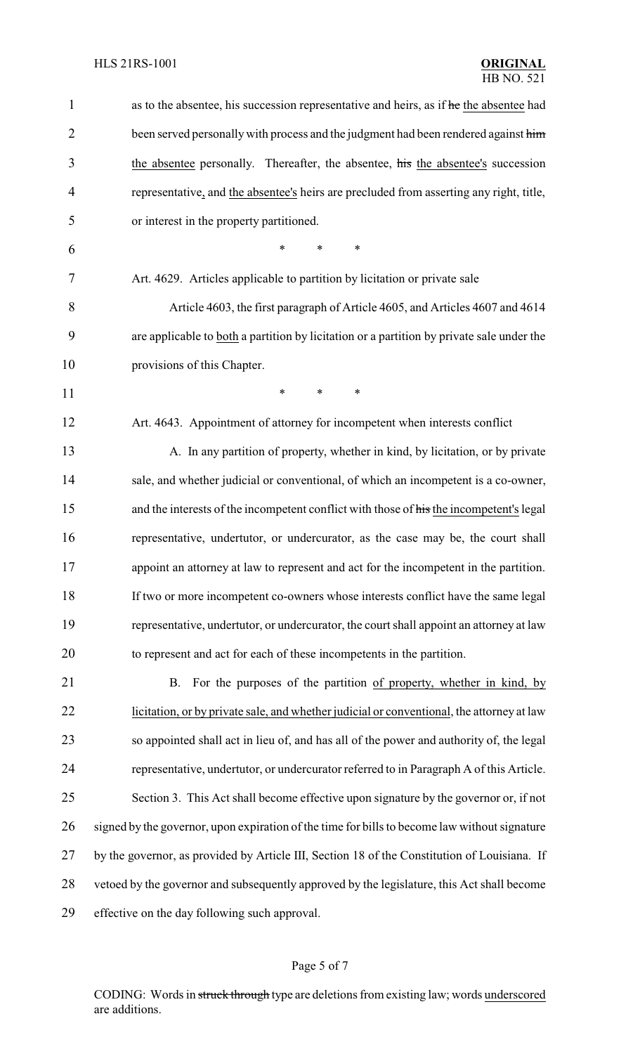as to the absentee, his succession representative and heirs, as if ~~he~~ the absentee had been served personally with process and the judgment had been rendered against ~~him~~ the absentee personally. Thereafter, the absentee, ~~his~~ the absentee's succession representative, and the absentee's heirs are precluded from asserting any right, title, or interest in the property partitioned.

\* \* \*

Art. 4629. Articles applicable to partition by licitation or private sale

Article 4603, the first paragraph of Article 4605, and Articles 4607 and 4614 are applicable to both a partition by licitation or a partition by private sale under the provisions of this Chapter.

\* \* \*

Art. 4643. Appointment of attorney for incompetent when interests conflict

A. In any partition of property, whether in kind, by licitation, or by private sale, and whether judicial or conventional, of which an incompetent is a co-owner, and the interests of the incompetent conflict with those of ~~his~~ the incompetent's legal representative, undertutor, or undercurator, as the case may be, the court shall appoint an attorney at law to represent and act for the incompetent in the partition. If two or more incompetent co-owners whose interests conflict have the same legal representative, undertutor, or undercurator, the court shall appoint an attorney at law to represent and act for each of these incompetents in the partition.

B. For the purposes of the partition of property, whether in kind, by licitation, or by private sale, and whether judicial or conventional, the attorney at law so appointed shall act in lieu of, and has all of the power and authority of, the legal representative, undertutor, or undercurator referred to in Paragraph A of this Article.

Section 3. This Act shall become effective upon signature by the governor or, if not signed by the governor, upon expiration of the time for bills to become law without signature by the governor, as provided by Article III, Section 18 of the Constitution of Louisiana. If vetoed by the governor and subsequently approved by the legislature, this Act shall become effective on the day following such approval.

CODING: Words in ~~struck through~~ type are deletions from existing law; words underscored are additions.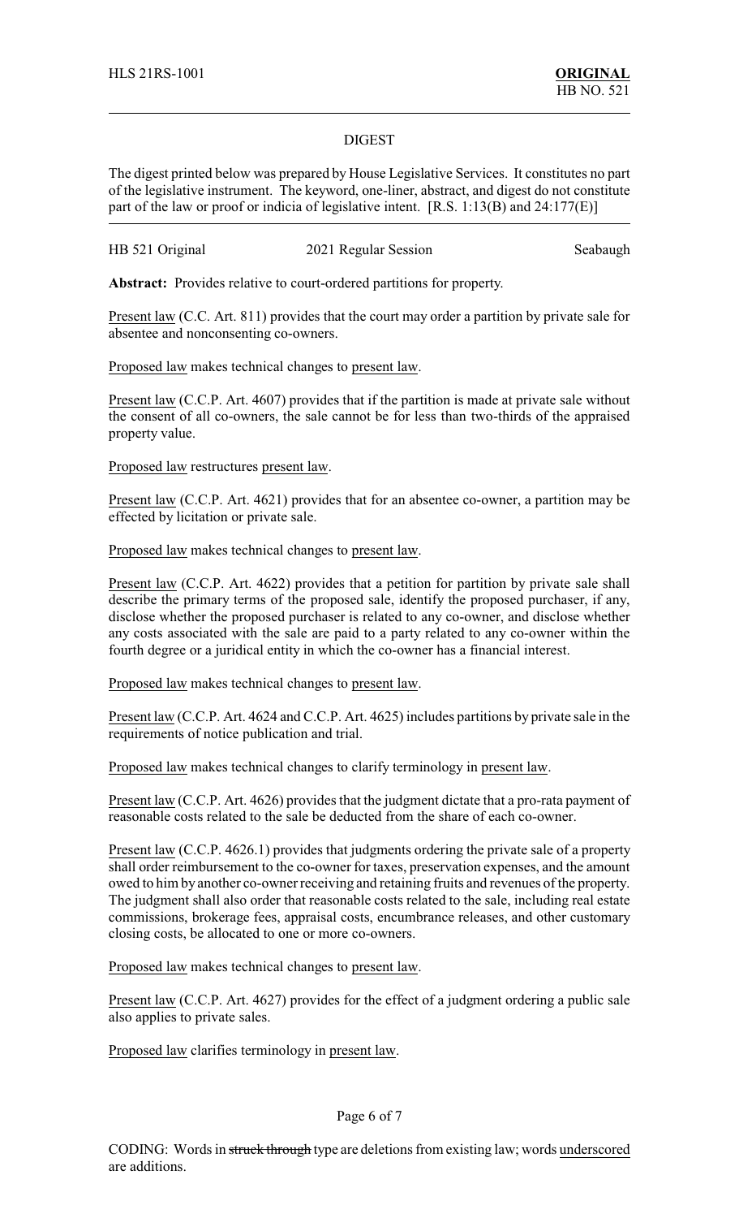HLS 21RS-1001 **ORIGINAL**
HB NO. 521

## DIGEST

The digest printed below was prepared by House Legislative Services. It constitutes no part of the legislative instrument. The keyword, one-liner, abstract, and digest do not constitute part of the law or proof or indicia of legislative intent. [R.S. 1:13(B) and 24:177(E)]

HB 521 Original 2021 Regular Session Seabaugh

**Abstract:** Provides relative to court-ordered partitions for property.

Present law (C.C. Art. 811) provides that the court may order a partition by private sale for absentee and nonconsenting co-owners.

Proposed law makes technical changes to present law.

Present law (C.C.P. Art. 4607) provides that if the partition is made at private sale without the consent of all co-owners, the sale cannot be for less than two-thirds of the appraised property value.

Proposed law restructures present law.

Present law (C.C.P. Art. 4621) provides that for an absentee co-owner, a partition may be effected by licitation or private sale.

Proposed law makes technical changes to present law.

Present law (C.C.P. Art. 4622) provides that a petition for partition by private sale shall describe the primary terms of the proposed sale, identify the proposed purchaser, if any, disclose whether the proposed purchaser is related to any co-owner, and disclose whether any costs associated with the sale are paid to a party related to any co-owner within the fourth degree or a juridical entity in which the co-owner has a financial interest.

Proposed law makes technical changes to present law.

Present law (C.C.P. Art. 4624 and C.C.P. Art. 4625) includes partitions by private sale in the requirements of notice publication and trial.

Proposed law makes technical changes to clarify terminology in present law.

Present law (C.C.P. Art. 4626) provides that the judgment dictate that a pro-rata payment of reasonable costs related to the sale be deducted from the share of each co-owner.

Present law (C.C.P. 4626.1) provides that judgments ordering the private sale of a property shall order reimbursement to the co-owner for taxes, preservation expenses, and the amount owed to him by another co-owner receiving and retaining fruits and revenues of the property. The judgment shall also order that reasonable costs related to the sale, including real estate commissions, brokerage fees, appraisal costs, encumbrance releases, and other customary closing costs, be allocated to one or more co-owners.

Proposed law makes technical changes to present law.

Present law (C.C.P. Art. 4627) provides for the effect of a judgment ordering a public sale also applies to private sales.

Proposed law clarifies terminology in present law.

CODING: Words in ~~struck through~~ type are deletions from existing law; words underscored are additions.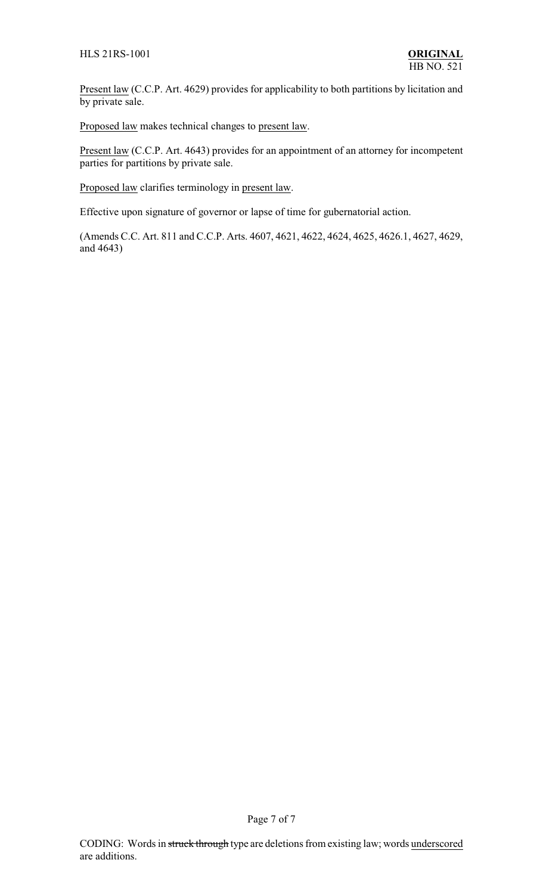Present law (C.C.P. Art. 4629) provides for applicability to both partitions by licitation and by private sale.

Proposed law makes technical changes to present law.

Present law (C.C.P. Art. 4643) provides for an appointment of an attorney for incompetent parties for partitions by private sale.

Proposed law clarifies terminology in present law.

Effective upon signature of governor or lapse of time for gubernatorial action.

(Amends C.C. Art. 811 and C.C.P. Arts. 4607, 4621, 4622, 4624, 4625, 4626.1, 4627, 4629, and 4643)

CODING: Words in ~~struck through~~ type are deletions from existing law; words underscored are additions.